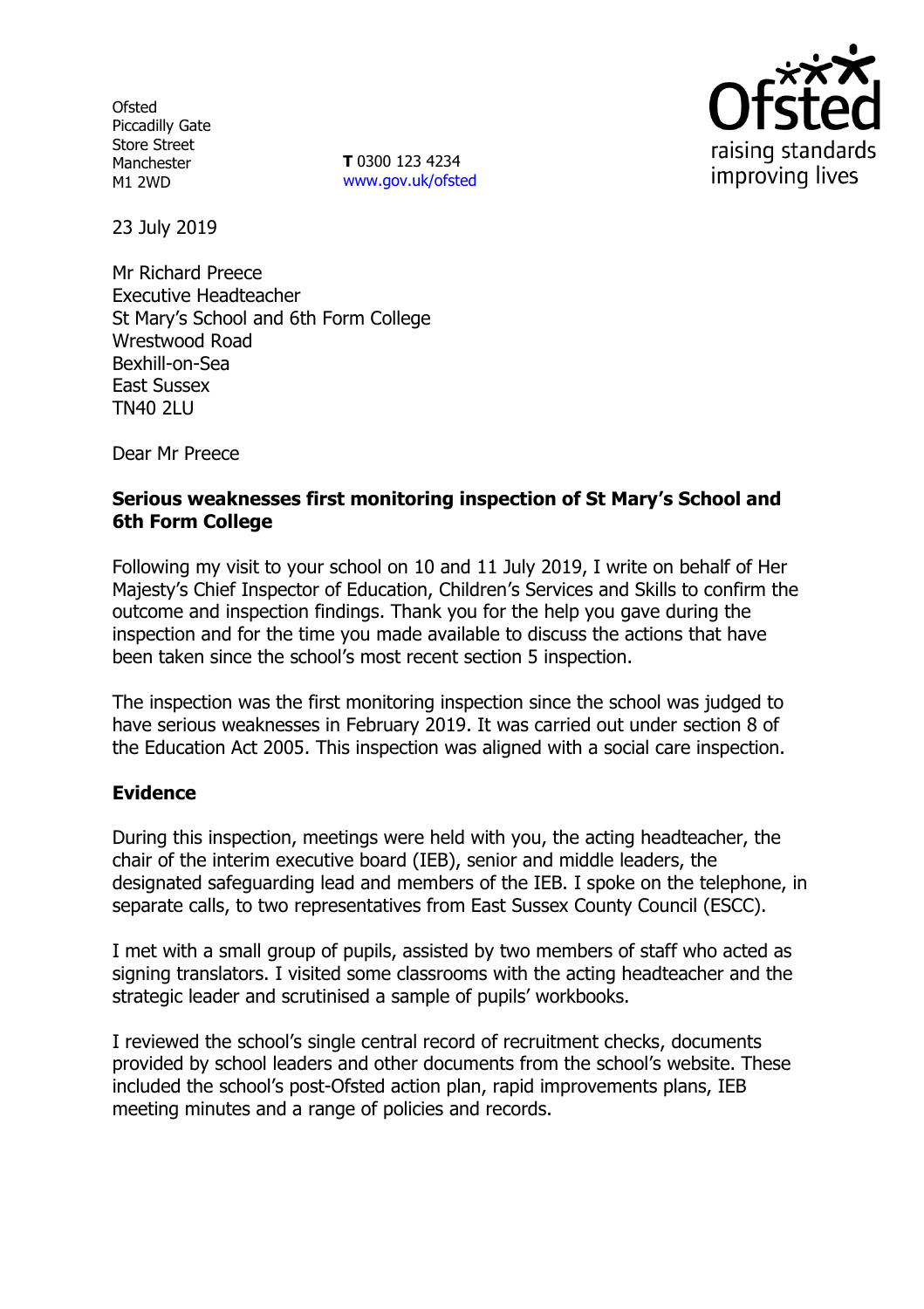Ofsted
Piccadilly Gate
Store Street
Manchester
M1 2WD

**T** 0300 123 4234
www.gov.uk/ofsted

23 July 2019

Mr Richard Preece
Executive Headteacher
St Mary's School and 6th Form College
Wrestwood Road
Bexhill-on-Sea
East Sussex
TN40 2LU

Dear Mr Preece

**Serious weaknesses first monitoring inspection of St Mary's School and 6th Form College**

Following my visit to your school on 10 and 11 July 2019, I write on behalf of Her Majesty's Chief Inspector of Education, Children's Services and Skills to confirm the outcome and inspection findings. Thank you for the help you gave during the inspection and for the time you made available to discuss the actions that have been taken since the school's most recent section 5 inspection.

The inspection was the first monitoring inspection since the school was judged to have serious weaknesses in February 2019. It was carried out under section 8 of the Education Act 2005. This inspection was aligned with a social care inspection.

**Evidence**

During this inspection, meetings were held with you, the acting headteacher, the chair of the interim executive board (IEB), senior and middle leaders, the designated safeguarding lead and members of the IEB. I spoke on the telephone, in separate calls, to two representatives from East Sussex County Council (ESCC).

I met with a small group of pupils, assisted by two members of staff who acted as signing translators. I visited some classrooms with the acting headteacher and the strategic leader and scrutinised a sample of pupils' workbooks.

I reviewed the school's single central record of recruitment checks, documents provided by school leaders and other documents from the school's website. These included the school's post-Ofsted action plan, rapid improvements plans, IEB meeting minutes and a range of policies and records.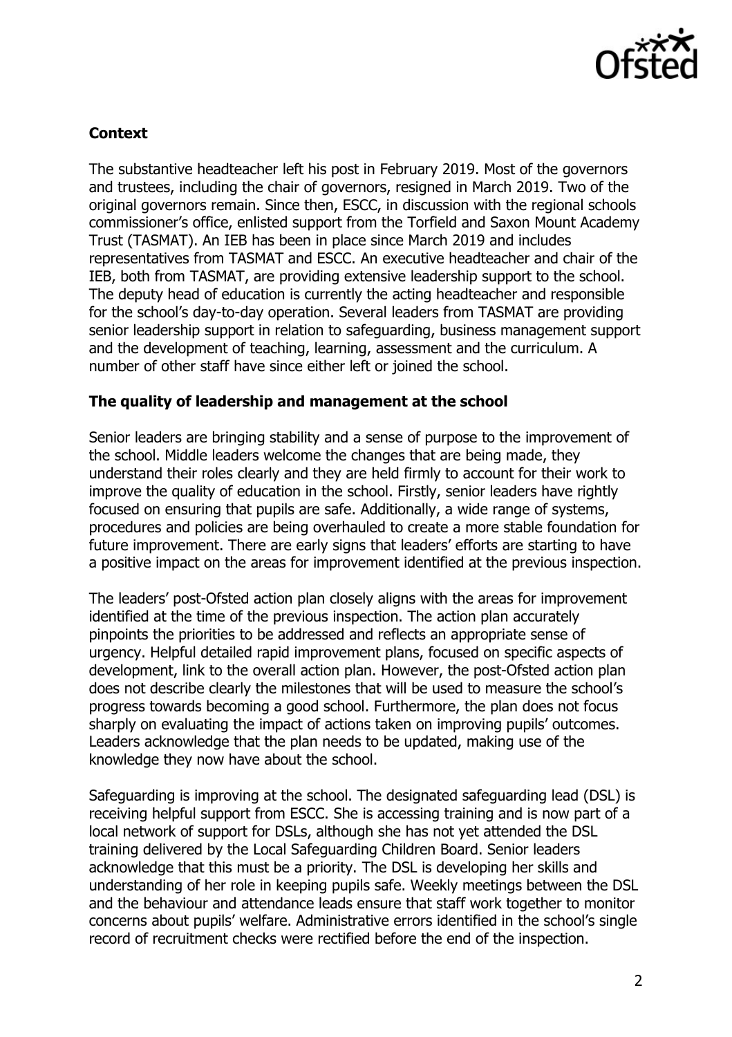## Context

The substantive headteacher left his post in February 2019. Most of the governors and trustees, including the chair of governors, resigned in March 2019. Two of the original governors remain. Since then, ESCC, in discussion with the regional schools commissioner's office, enlisted support from the Torfield and Saxon Mount Academy Trust (TASMAT). An IEB has been in place since March 2019 and includes representatives from TASMAT and ESCC. An executive headteacher and chair of the IEB, both from TASMAT, are providing extensive leadership support to the school. The deputy head of education is currently the acting headteacher and responsible for the school's day-to-day operation. Several leaders from TASMAT are providing senior leadership support in relation to safeguarding, business management support and the development of teaching, learning, assessment and the curriculum. A number of other staff have since either left or joined the school.

## The quality of leadership and management at the school

Senior leaders are bringing stability and a sense of purpose to the improvement of the school. Middle leaders welcome the changes that are being made, they understand their roles clearly and they are held firmly to account for their work to improve the quality of education in the school. Firstly, senior leaders have rightly focused on ensuring that pupils are safe. Additionally, a wide range of systems, procedures and policies are being overhauled to create a more stable foundation for future improvement. There are early signs that leaders' efforts are starting to have a positive impact on the areas for improvement identified at the previous inspection.

The leaders' post-Ofsted action plan closely aligns with the areas for improvement identified at the time of the previous inspection. The action plan accurately pinpoints the priorities to be addressed and reflects an appropriate sense of urgency. Helpful detailed rapid improvement plans, focused on specific aspects of development, link to the overall action plan. However, the post-Ofsted action plan does not describe clearly the milestones that will be used to measure the school's progress towards becoming a good school. Furthermore, the plan does not focus sharply on evaluating the impact of actions taken on improving pupils' outcomes. Leaders acknowledge that the plan needs to be updated, making use of the knowledge they now have about the school.

Safeguarding is improving at the school. The designated safeguarding lead (DSL) is receiving helpful support from ESCC. She is accessing training and is now part of a local network of support for DSLs, although she has not yet attended the DSL training delivered by the Local Safeguarding Children Board. Senior leaders acknowledge that this must be a priority. The DSL is developing her skills and understanding of her role in keeping pupils safe. Weekly meetings between the DSL and the behaviour and attendance leads ensure that staff work together to monitor concerns about pupils' welfare. Administrative errors identified in the school's single record of recruitment checks were rectified before the end of the inspection.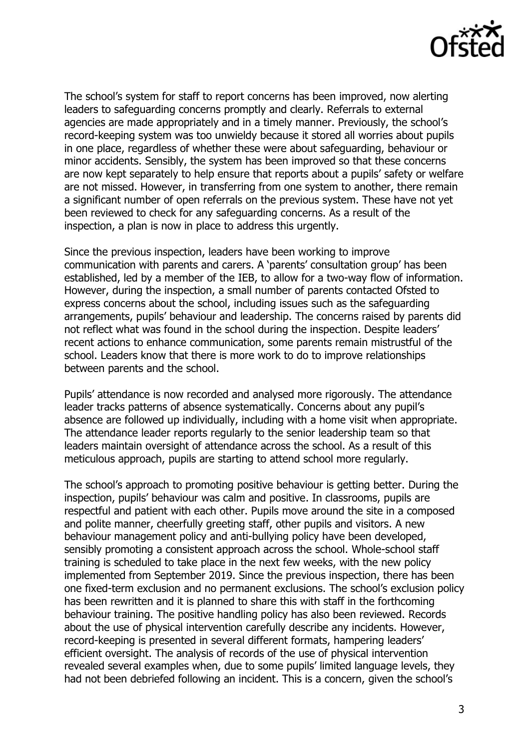The school's system for staff to report concerns has been improved, now alerting leaders to safeguarding concerns promptly and clearly. Referrals to external agencies are made appropriately and in a timely manner. Previously, the school's record-keeping system was too unwieldy because it stored all worries about pupils in one place, regardless of whether these were about safeguarding, behaviour or minor accidents. Sensibly, the system has been improved so that these concerns are now kept separately to help ensure that reports about a pupils' safety or welfare are not missed. However, in transferring from one system to another, there remain a significant number of open referrals on the previous system. These have not yet been reviewed to check for any safeguarding concerns. As a result of the inspection, a plan is now in place to address this urgently.

Since the previous inspection, leaders have been working to improve communication with parents and carers. A 'parents' consultation group' has been established, led by a member of the IEB, to allow for a two-way flow of information. However, during the inspection, a small number of parents contacted Ofsted to express concerns about the school, including issues such as the safeguarding arrangements, pupils' behaviour and leadership. The concerns raised by parents did not reflect what was found in the school during the inspection. Despite leaders' recent actions to enhance communication, some parents remain mistrustful of the school. Leaders know that there is more work to do to improve relationships between parents and the school.

Pupils' attendance is now recorded and analysed more rigorously. The attendance leader tracks patterns of absence systematically. Concerns about any pupil's absence are followed up individually, including with a home visit when appropriate. The attendance leader reports regularly to the senior leadership team so that leaders maintain oversight of attendance across the school. As a result of this meticulous approach, pupils are starting to attend school more regularly.

The school's approach to promoting positive behaviour is getting better. During the inspection, pupils' behaviour was calm and positive. In classrooms, pupils are respectful and patient with each other. Pupils move around the site in a composed and polite manner, cheerfully greeting staff, other pupils and visitors. A new behaviour management policy and anti-bullying policy have been developed, sensibly promoting a consistent approach across the school. Whole-school staff training is scheduled to take place in the next few weeks, with the new policy implemented from September 2019. Since the previous inspection, there has been one fixed-term exclusion and no permanent exclusions. The school's exclusion policy has been rewritten and it is planned to share this with staff in the forthcoming behaviour training. The positive handling policy has also been reviewed. Records about the use of physical intervention carefully describe any incidents. However, record-keeping is presented in several different formats, hampering leaders' efficient oversight. The analysis of records of the use of physical intervention revealed several examples when, due to some pupils' limited language levels, they had not been debriefed following an incident. This is a concern, given the school's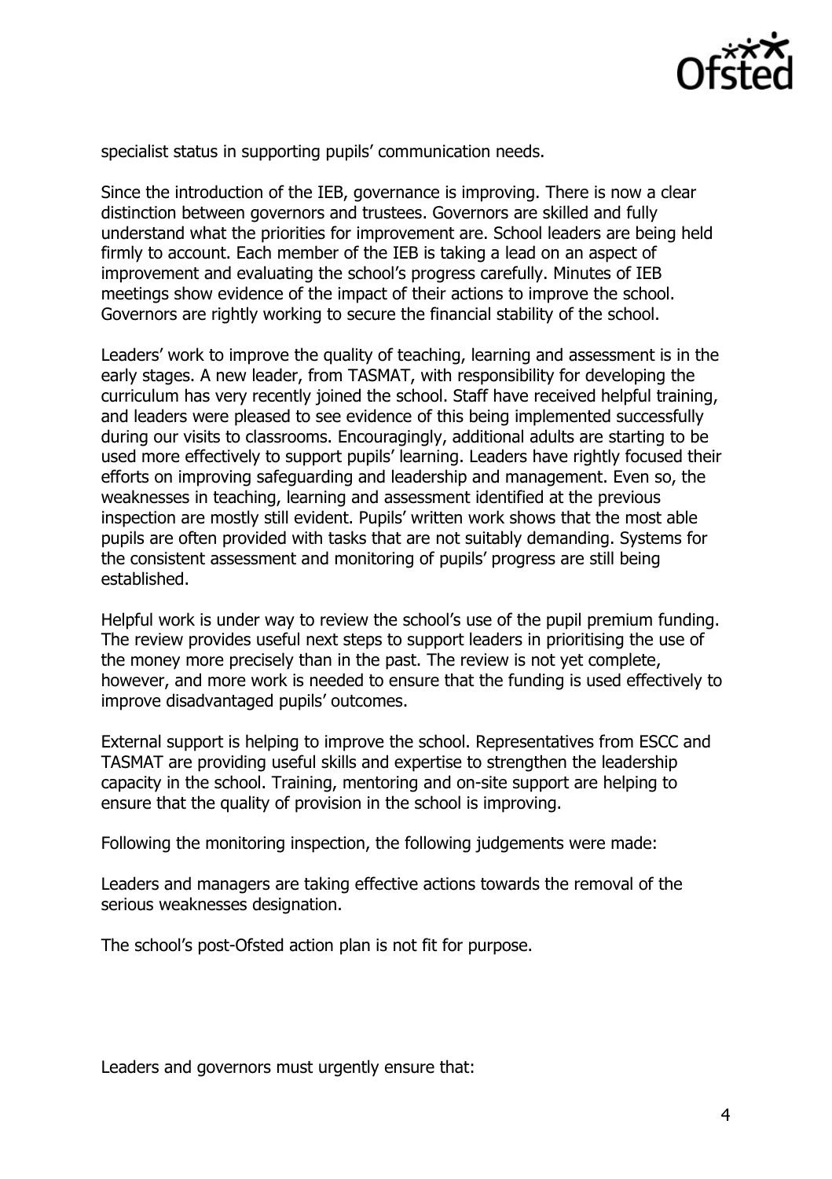specialist status in supporting pupils' communication needs.

Since the introduction of the IEB, governance is improving. There is now a clear distinction between governors and trustees. Governors are skilled and fully understand what the priorities for improvement are. School leaders are being held firmly to account. Each member of the IEB is taking a lead on an aspect of improvement and evaluating the school's progress carefully. Minutes of IEB meetings show evidence of the impact of their actions to improve the school. Governors are rightly working to secure the financial stability of the school.

Leaders' work to improve the quality of teaching, learning and assessment is in the early stages. A new leader, from TASMAT, with responsibility for developing the curriculum has very recently joined the school. Staff have received helpful training, and leaders were pleased to see evidence of this being implemented successfully during our visits to classrooms. Encouragingly, additional adults are starting to be used more effectively to support pupils' learning. Leaders have rightly focused their efforts on improving safeguarding and leadership and management. Even so, the weaknesses in teaching, learning and assessment identified at the previous inspection are mostly still evident. Pupils' written work shows that the most able pupils are often provided with tasks that are not suitably demanding. Systems for the consistent assessment and monitoring of pupils' progress are still being established.

Helpful work is under way to review the school's use of the pupil premium funding. The review provides useful next steps to support leaders in prioritising the use of the money more precisely than in the past. The review is not yet complete, however, and more work is needed to ensure that the funding is used effectively to improve disadvantaged pupils' outcomes.

External support is helping to improve the school. Representatives from ESCC and TASMAT are providing useful skills and expertise to strengthen the leadership capacity in the school. Training, mentoring and on-site support are helping to ensure that the quality of provision in the school is improving.

Following the monitoring inspection, the following judgements were made:

Leaders and managers are taking effective actions towards the removal of the serious weaknesses designation.

The school's post-Ofsted action plan is not fit for purpose.

Leaders and governors must urgently ensure that: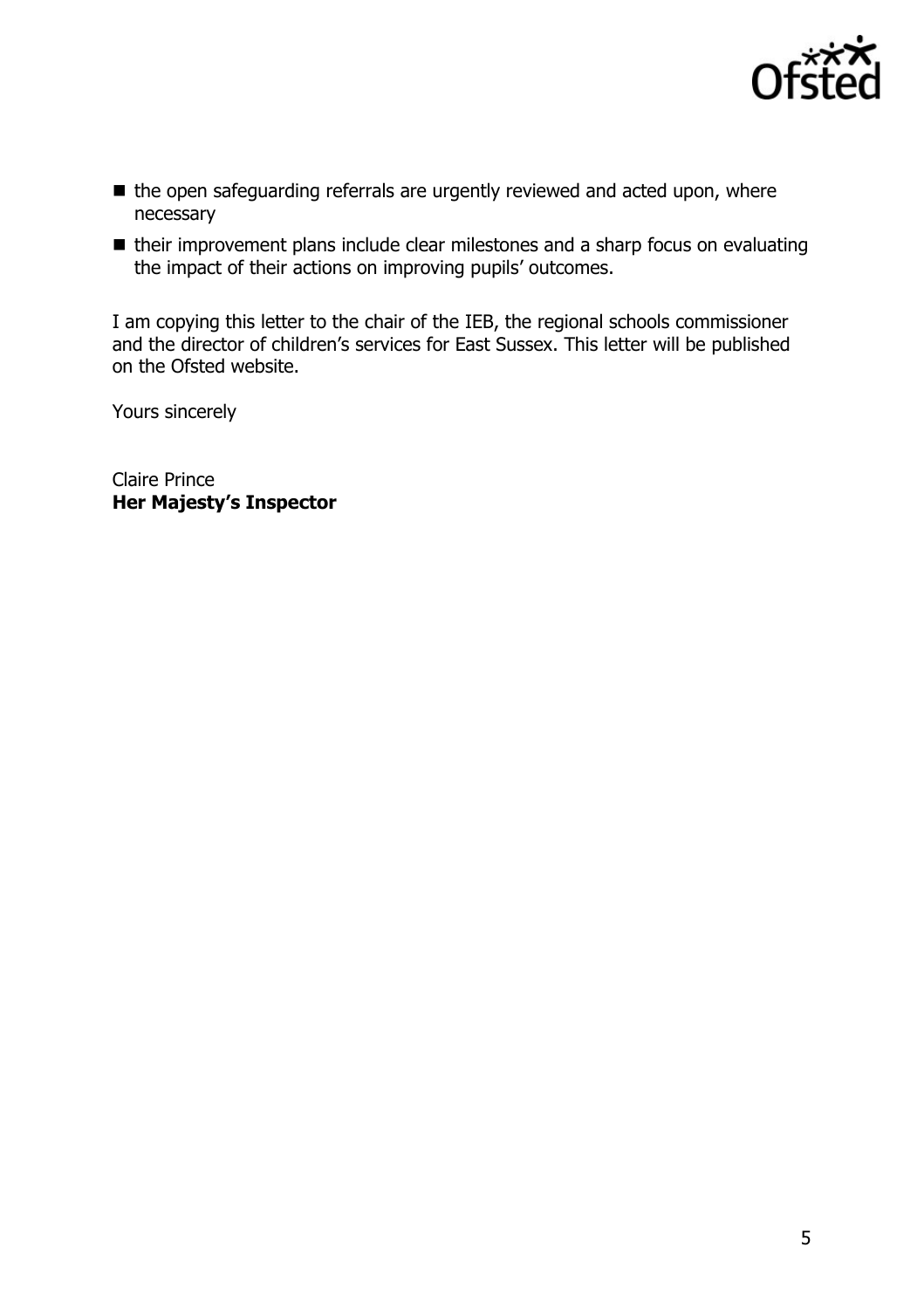- the open safeguarding referrals are urgently reviewed and acted upon, where necessary
- their improvement plans include clear milestones and a sharp focus on evaluating the impact of their actions on improving pupils' outcomes.

I am copying this letter to the chair of the IEB, the regional schools commissioner and the director of children's services for East Sussex. This letter will be published on the Ofsted website.

Yours sincerely

Claire Prince
**Her Majesty's Inspector**